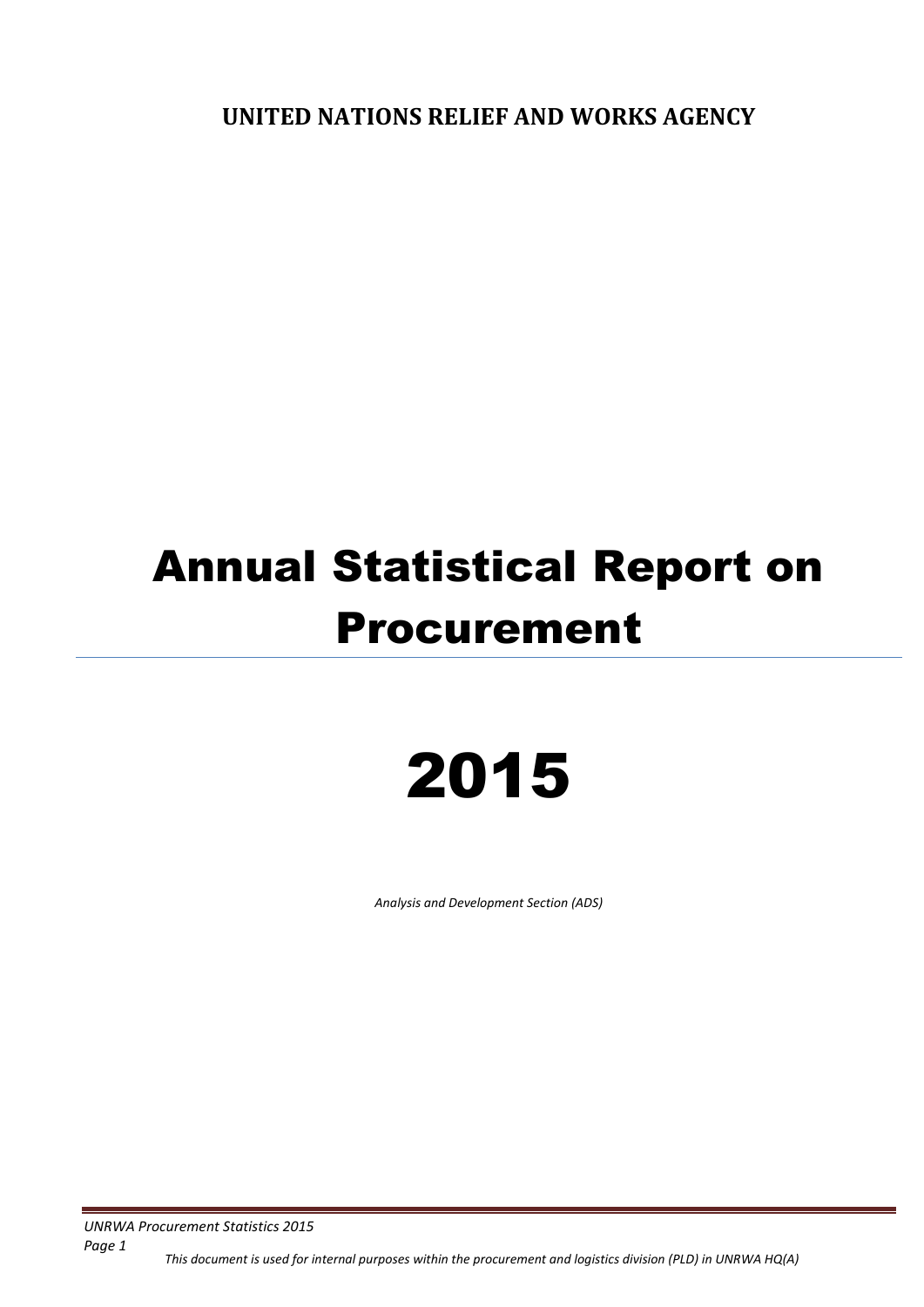**UNITED NATIONS RELIEF AND WORKS AGENCY**

# Annual Statistical Report on Procurement

# 2015

*Analysis and Development Section (ADS)*

*This document is used for internal purposes within the procurement and logistics division (PLD) in UNRWA HQ(A)*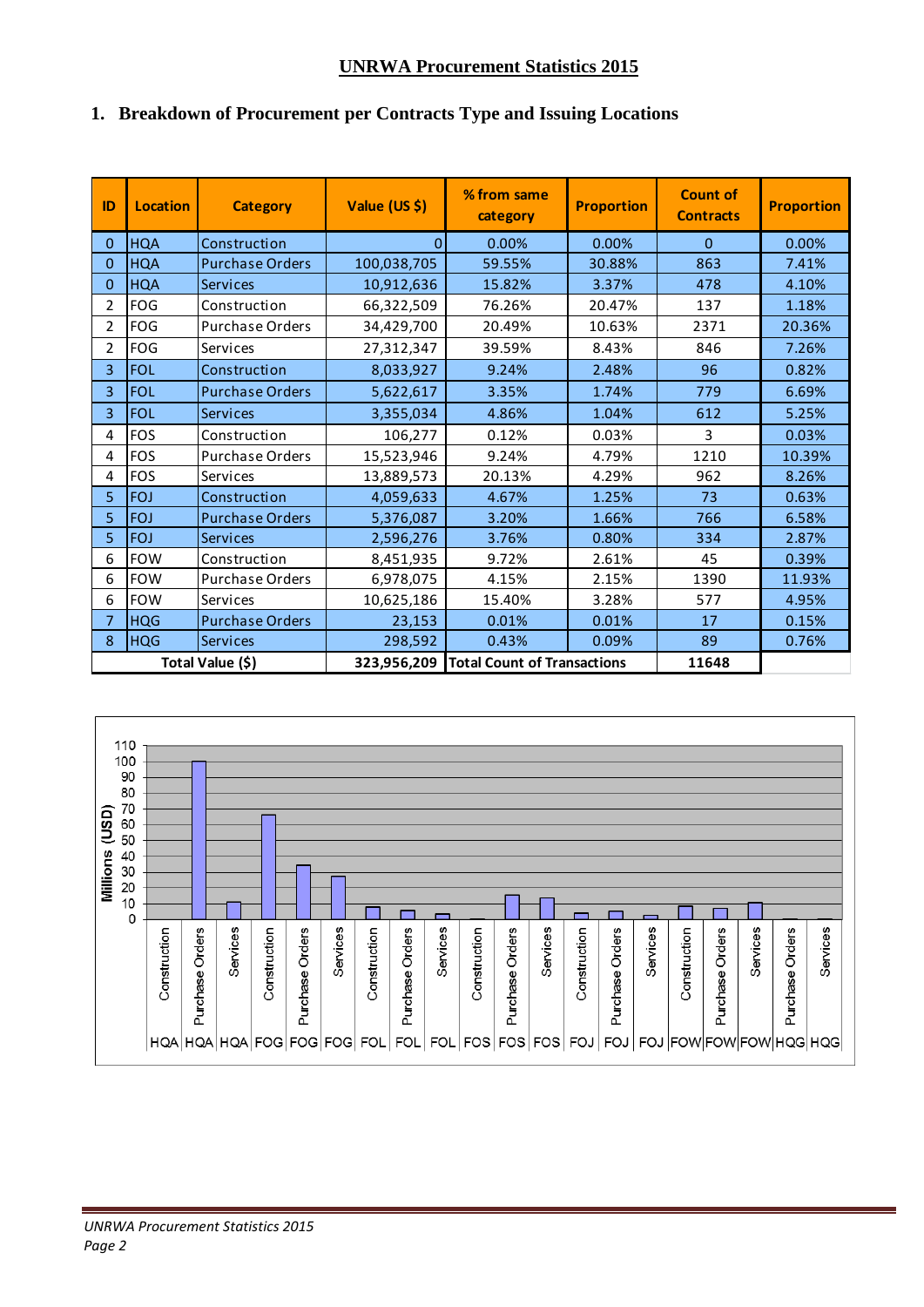# UNRWA Procurement Statistics 2015

## 1. Breakdown of Procurement per Contracts Type and Issuing Locations

| ID | Location | Category | Value (US $) | % from same category | Proportion | Count of Contracts | Proportion |
|---|---|---|---|---|---|---|---|
| 0 | HQA | Construction | 0 | 0.00% | 0.00% | 0 | 0.00% |
| 0 | HQA | Purchase Orders | 100,038,705 | 59.55% | 30.88% | 863 | 7.41% |
| 0 | HQA | Services | 10,912,636 | 15.82% | 3.37% | 478 | 4.10% |
| 2 | FOG | Construction | 66,322,509 | 76.26% | 20.47% | 137 | 1.18% |
| 2 | FOG | Purchase Orders | 34,429,700 | 20.49% | 10.63% | 2371 | 20.36% |
| 2 | FOG | Services | 27,312,347 | 39.59% | 8.43% | 846 | 7.26% |
| 3 | FOL | Construction | 8,033,927 | 9.24% | 2.48% | 96 | 0.82% |
| 3 | FOL | Purchase Orders | 5,622,617 | 3.35% | 1.74% | 779 | 6.69% |
| 3 | FOL | Services | 3,355,034 | 4.86% | 1.04% | 612 | 5.25% |
| 4 | FOS | Construction | 106,277 | 0.12% | 0.03% | 3 | 0.03% |
| 4 | FOS | Purchase Orders | 15,523,946 | 9.24% | 4.79% | 1210 | 10.39% |
| 4 | FOS | Services | 13,889,573 | 20.13% | 4.29% | 962 | 8.26% |
| 5 | FOJ | Construction | 4,059,633 | 4.67% | 1.25% | 73 | 0.63% |
| 5 | FOJ | Purchase Orders | 5,376,087 | 3.20% | 1.66% | 766 | 6.58% |
| 5 | FOJ | Services | 2,596,276 | 3.76% | 0.80% | 334 | 2.87% |
| 6 | FOW | Construction | 8,451,935 | 9.72% | 2.61% | 45 | 0.39% |
| 6 | FOW | Purchase Orders | 6,978,075 | 4.15% | 2.15% | 1390 | 11.93% |
| 6 | FOW | Services | 10,625,186 | 15.40% | 3.28% | 577 | 4.95% |
| 7 | HQG | Purchase Orders | 23,153 | 0.01% | 0.01% | 17 | 0.15% |
| 8 | HQG | Services | 298,592 | 0.43% | 0.09% | 89 | 0.76% |
| Total Value ($) | | | 323,956,209 | Total Count of Transactions | | 11648 | |

Millions (USD)

110
100
90
80
70
60
50
40
30
20
10
0

Construction, Purchase Orders, Services, Construction, Purchase Orders, Services, Construction, Purchase Orders, Services, Construction, Purchase Orders, Services, Construction, Purchase Orders, Services, Construction, Purchase Orders, Services, Purchase Orders, Services

HQA HQA HQA FOG FOG FOG FOL FOL FOL FOS FOS FOS FOJ FOJ FOJ FOW FOW FOW HQG HQG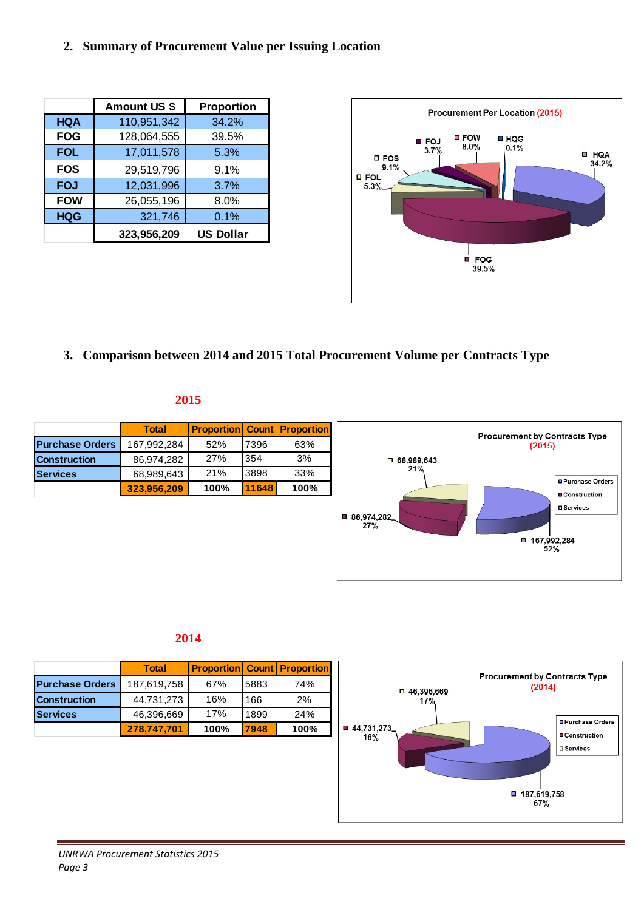## 2. Summary of Procurement Value per Issuing Location

| | Amount US $ | Proportion |
|---|---|---|
| HQA | 110,951,342 | 34.2% |
| FOG | 128,064,555 | 39.5% |
| FOL | 17,011,578 | 5.3% |
| FOS | 29,519,796 | 9.1% |
| FOJ | 12,031,996 | 3.7% |
| FOW | 26,055,196 | 8.0% |
| HQG | 321,746 | 0.1% |
| | 323,956,209 | US Dollar |

Procurement Per Location (2015)

FOJ 3.7%
FOW 8.0%
HQG 0.1%
HQA 34.2%
FOS 9.1%
FOL 5.3%
FOG 39.5%

## 3. Comparison between 2014 and 2015 Total Procurement Volume per Contracts Type

### 2015

| | Total | Proportion | Count | Proportion |
|---|---|---|---|---|
| Purchase Orders | 167,992,284 | 52% | 7396 | 63% |
| Construction | 86,974,282 | 27% | 354 | 3% |
| Services | 68,989,643 | 21% | 3898 | 33% |
| | 323,956,209 | 100% | 11648 | 100% |

Procurement by Contracts Type (2015)

68,989,643 21%
86,974,282 27%
167,992,284 52%

Purchase Orders
Construction
Services

### 2014

| | Total | Proportion | Count | Proportion |
|---|---|---|---|---|
| Purchase Orders | 187,619,758 | 67% | 5883 | 74% |
| Construction | 44,731,273 | 16% | 166 | 2% |
| Services | 46,396,669 | 17% | 1899 | 24% |
| | 278,747,701 | 100% | 7948 | 100% |

Procurement by Contracts Type (2014)

46,396,669 17%
44,731,273 16%
187,619,758 67%

Purchase Orders
Construction
Services

*UNRWA Procurement Statistics 2015*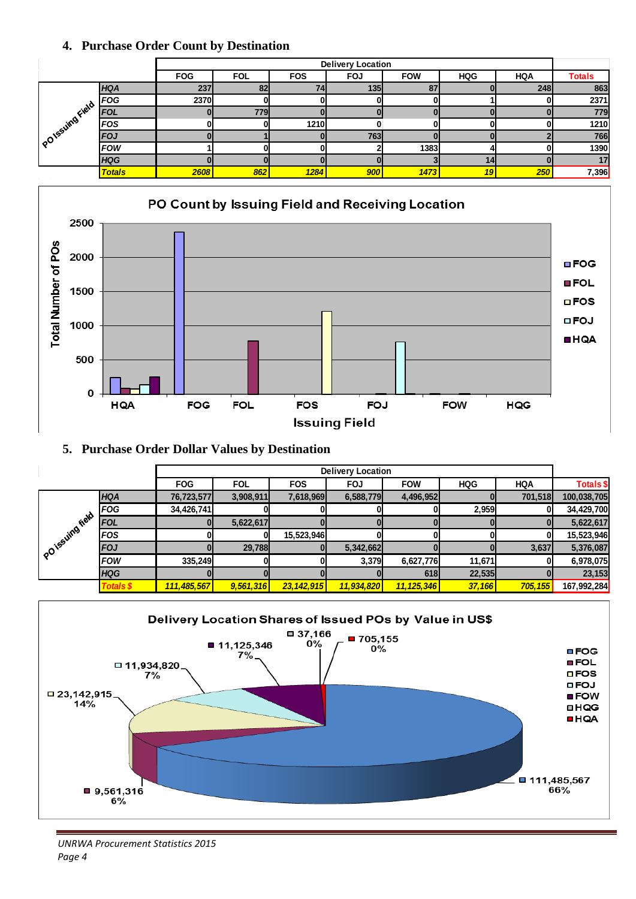## 4. Purchase Order Count by Destination

| PO Issuing Field | Delivery Location | | | | | | | |
|---|---|---|---|---|---|---|---|---|
| | FOG | FOL | FOS | FOJ | FOW | HQG | HQA | Totals |
| *HQA* | 237 | 82 | 74 | 135 | 87 | 0 | 248 | 863 |
| *FOG* | 2370 | 0 | 0 | 0 | 0 | 1 | 0 | 2371 |
| *FOL* | 0 | 779 | 0 | 0 | 0 | 0 | 0 | 779 |
| *FOS* | 0 | 0 | 1210 | 0 | 0 | 0 | 0 | 1210 |
| *FOJ* | 0 | 1 | 0 | 763 | 0 | 0 | 2 | 766 |
| *FOW* | 1 | 0 | 0 | 2 | 1383 | 4 | 0 | 1390 |
| *HQG* | 0 | 0 | 0 | 0 | 3 | 14 | 0 | 17 |
| *Totals* | *2608* | *862* | *1284* | *900* | *1473* | *19* | *250* | 7,396 |

PO Count by Issuing Field and Receiving Location

## 5. Purchase Order Dollar Values by Destination

| PO issuing field | Delivery Location | | | | | | | |
|---|---|---|---|---|---|---|---|---|
| | FOG | FOL | FOS | FOJ | FOW | HQG | HQA | Totals $ |
| *HQA* | 76,723,577 | 3,908,911 | 7,618,969 | 6,588,779 | 4,496,952 | 0 | 701,518 | 100,038,705 |
| *FOG* | 34,426,741 | 0 | 0 | 0 | 0 | 2,959 | 0 | 34,429,700 |
| *FOL* | 0 | 5,622,617 | 0 | 0 | 0 | 0 | 0 | 5,622,617 |
| *FOS* | 0 | 0 | 15,523,946 | 0 | 0 | 0 | 0 | 15,523,946 |
| *FOJ* | 0 | 29,788 | 0 | 5,342,662 | 0 | 0 | 3,637 | 5,376,087 |
| *FOW* | 335,249 | 0 | 0 | 3,379 | 6,627,776 | 11,671 | 0 | 6,978,075 |
| *HQG* | 0 | 0 | 0 | 0 | 618 | 22,535 | 0 | 23,153 |
| *Totals $* | *111,485,567* | *9,561,316* | *23,142,915* | *11,934,820* | *11,125,346* | *37,166* | *705,155* | 167,992,284 |

Delivery Location Shares of Issued POs by Value in US$

*UNRWA Procurement Statistics 2015*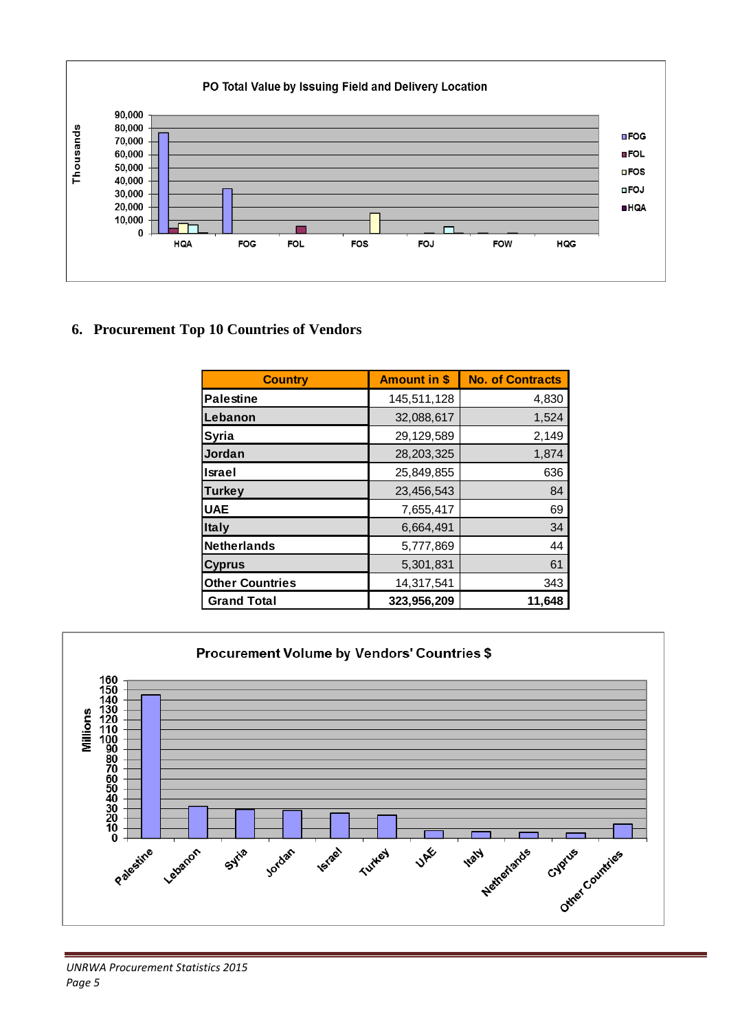PO Total Value by Issuing Field and Delivery Location

Thousands

90,000
80,000
70,000
60,000
50,000
40,000
30,000
20,000
10,000
0

HQA FOG FOL FOS FOJ FOW HQG

FOG
FOL
FOS
FOJ
HQA

## 6. Procurement Top 10 Countries of Vendors

| Country | Amount in $ | No. of Contracts |
|---|---|---|
| Palestine | 145,511,128 | 4,830 |
| Lebanon | 32,088,617 | 1,524 |
| Syria | 29,129,589 | 2,149 |
| Jordan | 28,203,325 | 1,874 |
| Israel | 25,849,855 | 636 |
| Turkey | 23,456,543 | 84 |
| UAE | 7,655,417 | 69 |
| Italy | 6,664,491 | 34 |
| Netherlands | 5,777,869 | 44 |
| Cyprus | 5,301,831 | 61 |
| Other Countries | 14,317,541 | 343 |
| **Grand Total** | **323,956,209** | **11,648** |

Procurement Volume by Vendors' Countries $

Millions

160
150
140
130
120
110
100
90
80
70
60
50
40
30
20
10
0

Palestine Lebanon Syria Jordan Israel Turkey UAE Italy Netherlands Cyprus Other Countries

*UNRWA Procurement Statistics 2015*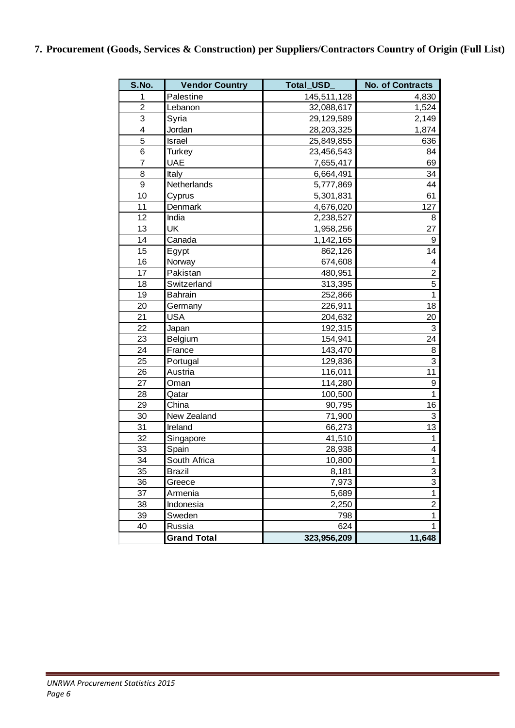## 7. Procurement (Goods, Services & Construction) per Suppliers/Contractors Country of Origin (Full List)

| S.No. | Vendor Country | Total_USD_ | No. of Contracts |
|---|---|---|---|
| 1 | Palestine | 145,511,128 | 4,830 |
| 2 | Lebanon | 32,088,617 | 1,524 |
| 3 | Syria | 29,129,589 | 2,149 |
| 4 | Jordan | 28,203,325 | 1,874 |
| 5 | Israel | 25,849,855 | 636 |
| 6 | Turkey | 23,456,543 | 84 |
| 7 | UAE | 7,655,417 | 69 |
| 8 | Italy | 6,664,491 | 34 |
| 9 | Netherlands | 5,777,869 | 44 |
| 10 | Cyprus | 5,301,831 | 61 |
| 11 | Denmark | 4,676,020 | 127 |
| 12 | India | 2,238,527 | 8 |
| 13 | UK | 1,958,256 | 27 |
| 14 | Canada | 1,142,165 | 9 |
| 15 | Egypt | 862,126 | 14 |
| 16 | Norway | 674,608 | 4 |
| 17 | Pakistan | 480,951 | 2 |
| 18 | Switzerland | 313,395 | 5 |
| 19 | Bahrain | 252,866 | 1 |
| 20 | Germany | 226,911 | 18 |
| 21 | USA | 204,632 | 20 |
| 22 | Japan | 192,315 | 3 |
| 23 | Belgium | 154,941 | 24 |
| 24 | France | 143,470 | 8 |
| 25 | Portugal | 129,836 | 3 |
| 26 | Austria | 116,011 | 11 |
| 27 | Oman | 114,280 | 9 |
| 28 | Qatar | 100,500 | 1 |
| 29 | China | 90,795 | 16 |
| 30 | New Zealand | 71,900 | 3 |
| 31 | Ireland | 66,273 | 13 |
| 32 | Singapore | 41,510 | 1 |
| 33 | Spain | 28,938 | 4 |
| 34 | South Africa | 10,800 | 1 |
| 35 | Brazil | 8,181 | 3 |
| 36 | Greece | 7,973 | 3 |
| 37 | Armenia | 5,689 | 1 |
| 38 | Indonesia | 2,250 | 2 |
| 39 | Sweden | 798 | 1 |
| 40 | Russia | 624 | 1 |
| | **Grand Total** | **323,956,209** | **11,648** |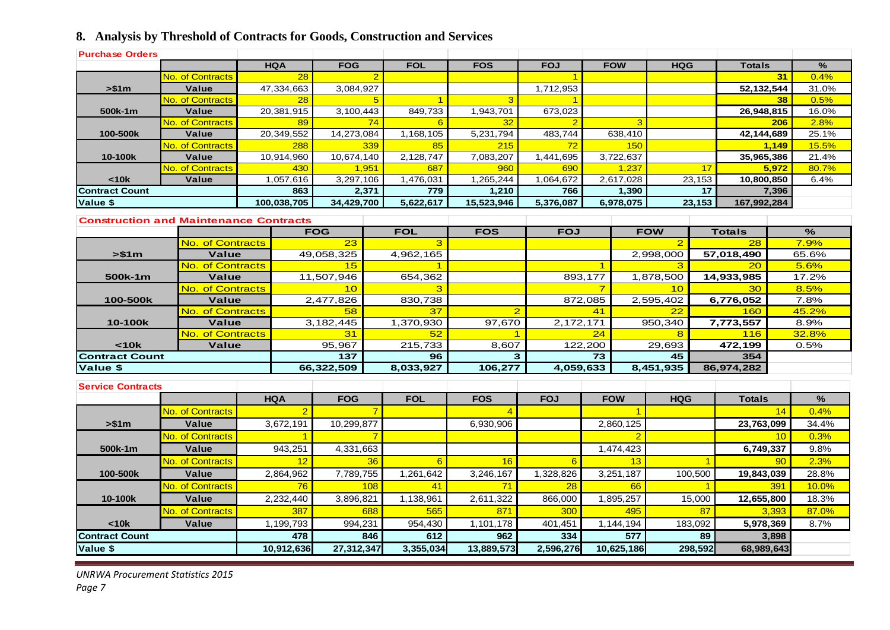## 8. Analysis by Threshold of Contracts for Goods, Construction and Services

**Purchase Orders**

| | | HQA | FOG | FOL | FOS | FOJ | FOW | HQG | Totals | % |
|---|---|---|---|---|---|---|---|---|---|---|
| >$1m | No. of Contracts | 28 | 2 | | | 1 | | | 31 | 0.4% |
| | Value | 47,334,663 | 3,084,927 | | | 1,712,953 | | | 52,132,544 | 31.0% |
| 500k-1m | No. of Contracts | 28 | 5 | 1 | 3 | 1 | | | 38 | 0.5% |
| | Value | 20,381,915 | 3,100,443 | 849,733 | 1,943,701 | 673,023 | | | 26,948,815 | 16.0% |
| 100-500k | No. of Contracts | 89 | 74 | 6 | 32 | 2 | 3 | | 206 | 2.8% |
| | Value | 20,349,552 | 14,273,084 | 1,168,105 | 5,231,794 | 483,744 | 638,410 | | 42,144,689 | 25.1% |
| 10-100k | No. of Contracts | 288 | 339 | 85 | 215 | 72 | 150 | | 1,149 | 15.5% |
| | Value | 10,914,960 | 10,674,140 | 2,128,747 | 7,083,207 | 1,441,695 | 3,722,637 | | 35,965,386 | 21.4% |
| <10k | No. of Contracts | 430 | 1,951 | 687 | 960 | 690 | 1,237 | 17 | 5,972 | 80.7% |
| | Value | 1,057,616 | 3,297,106 | 1,476,031 | 1,265,244 | 1,064,672 | 2,617,028 | 23,153 | 10,800,850 | 6.4% |
| Contract Count | | 863 | 2,371 | 779 | 1,210 | 766 | 1,390 | 17 | 7,396 | |
| Value $ | | 100,038,705 | 34,429,700 | 5,622,617 | 15,523,946 | 5,376,087 | 6,978,075 | 23,153 | 167,992,284 | |

**Construction and Maintenance Contracts**

| | | FOG | FOL | FOS | FOJ | FOW | Totals | % |
|---|---|---|---|---|---|---|---|---|
| >$1m | No. of Contracts | 23 | 3 | | | 2 | 28 | 7.9% |
| | Value | 49,058,325 | 4,962,165 | | | 2,998,000 | 57,018,490 | 65.6% |
| 500k-1m | No. of Contracts | 15 | 1 | | 1 | 3 | 20 | 5.6% |
| | Value | 11,507,946 | 654,362 | | 893,177 | 1,878,500 | 14,933,985 | 17.2% |
| 100-500k | No. of Contracts | 10 | 3 | | 7 | 10 | 30 | 8.5% |
| | Value | 2,477,826 | 830,738 | | 872,085 | 2,595,402 | 6,776,052 | 7.8% |
| 10-100k | No. of Contracts | 58 | 37 | 2 | 41 | 22 | 160 | 45.2% |
| | Value | 3,182,445 | 1,370,930 | 97,670 | 2,172,171 | 950,340 | 7,773,557 | 8.9% |
| <10k | No. of Contracts | 31 | 52 | 1 | 24 | 8 | 116 | 32.8% |
| | Value | 95,967 | 215,733 | 8,607 | 122,200 | 29,693 | 472,199 | 0.5% |
| Contract Count | | 137 | 96 | 3 | 73 | 45 | 354 | |
| Value $ | | 66,322,509 | 8,033,927 | 106,277 | 4,059,633 | 8,451,935 | 86,974,282 | |

**Service Contracts**

| | | HQA | FOG | FOL | FOS | FOJ | FOW | HQG | Totals | % |
|---|---|---|---|---|---|---|---|---|---|---|
| >$1m | No. of Contracts | 2 | 7 | | 4 | | 1 | | 14 | 0.4% |
| | Value | 3,672,191 | 10,299,877 | | 6,930,906 | | 2,860,125 | | 23,763,099 | 34.4% |
| 500k-1m | No. of Contracts | 1 | 7 | | | | 2 | | 10 | 0.3% |
| | Value | 943,251 | 4,331,663 | | | | 1,474,423 | | 6,749,337 | 9.8% |
| 100-500k | No. of Contracts | 12 | 36 | 6 | 16 | 6 | 13 | 1 | 90 | 2.3% |
| | Value | 2,864,962 | 7,789,755 | 1,261,642 | 3,246,167 | 1,328,826 | 3,251,187 | 100,500 | 19,843,039 | 28.8% |
| 10-100k | No. of Contracts | 76 | 108 | 41 | 71 | 28 | 66 | 1 | 391 | 10.0% |
| | Value | 2,232,440 | 3,896,821 | 1,138,961 | 2,611,322 | 866,000 | 1,895,257 | 15,000 | 12,655,800 | 18.3% |
| <10k | No. of Contracts | 387 | 688 | 565 | 871 | 300 | 495 | 87 | 3,393 | 87.0% |
| | Value | 1,199,793 | 994,231 | 954,430 | 1,101,178 | 401,451 | 1,144,194 | 183,092 | 5,978,369 | 8.7% |
| Contract Count | | 478 | 846 | 612 | 962 | 334 | 577 | 89 | 3,898 | |
| Value $ | | 10,912,636 | 27,312,347 | 3,355,034 | 13,889,573 | 2,596,276 | 10,625,186 | 298,592 | 68,989,643 | |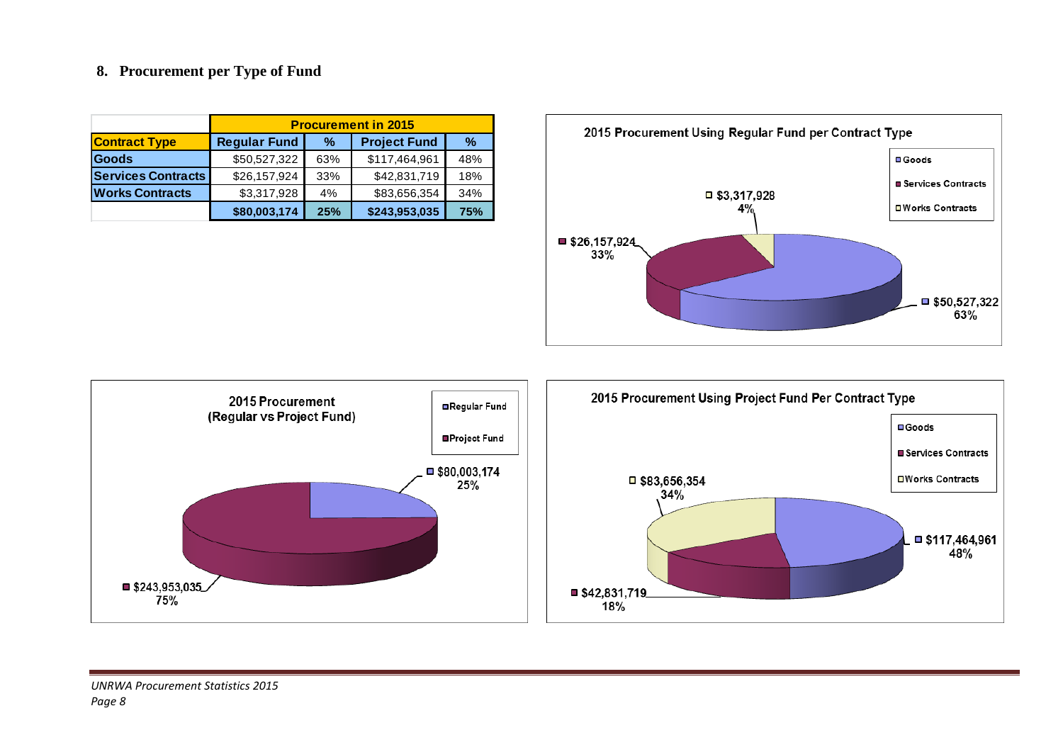## 8. Procurement per Type of Fund

| | Procurement in 2015 | | | |
|---|---|---|---|---|
| **Contract Type** | **Regular Fund** | **%** | **Project Fund** | **%** |
| **Goods** | $50,527,322 | 63% | $117,464,961 | 48% |
| **Services Contracts** | $26,157,924 | 33% | $42,831,719 | 18% |
| **Works Contracts** | $3,317,928 | 4% | $83,656,354 | 34% |
| | **$80,003,174** | **25%** | **$243,953,035** | **75%** |

2015 Procurement Using Regular Fund per Contract Type

Goods
Services Contracts
Works Contracts

$3,317,928
4%

$26,157,924
33%

$50,527,322
63%

2015 Procurement
(Regular vs Project Fund)

Regular Fund
Project Fund

$80,003,174
25%

$243,953,035
75%

2015 Procurement Using Project Fund Per Contract Type

Goods
Services Contracts
Works Contracts

$83,656,354
34%

$117,464,961
48%

$42,831,719
18%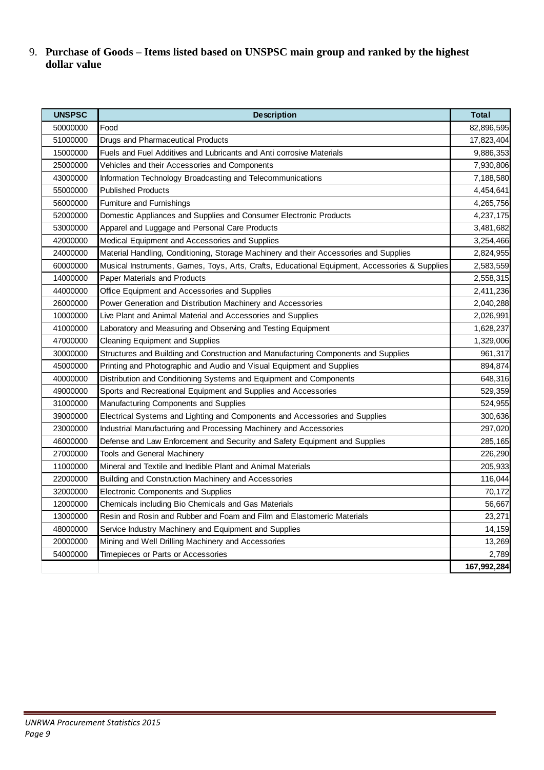9. **Purchase of Goods – Items listed based on UNSPSC main group and ranked by the highest dollar value**

| UNSPSC | Description | Total |
|---|---|---|
| 50000000 | Food | 82,896,595 |
| 51000000 | Drugs and Pharmaceutical Products | 17,823,404 |
| 15000000 | Fuels and Fuel Additives and Lubricants and Anti corrosive Materials | 9,886,353 |
| 25000000 | Vehicles and their Accessories and Components | 7,930,806 |
| 43000000 | Information Technology Broadcasting and Telecommunications | 7,188,580 |
| 55000000 | Published Products | 4,454,641 |
| 56000000 | Furniture and Furnishings | 4,265,756 |
| 52000000 | Domestic Appliances and Supplies and Consumer Electronic Products | 4,237,175 |
| 53000000 | Apparel and Luggage and Personal Care Products | 3,481,682 |
| 42000000 | Medical Equipment and Accessories and Supplies | 3,254,466 |
| 24000000 | Material Handling, Conditioning, Storage Machinery and their Accessories and Supplies | 2,824,955 |
| 60000000 | Musical Instruments, Games, Toys, Arts, Crafts, Educational Equipment, Accessories & Supplies | 2,583,559 |
| 14000000 | Paper Materials and Products | 2,558,315 |
| 44000000 | Office Equipment and Accessories and Supplies | 2,411,236 |
| 26000000 | Power Generation and Distribution Machinery and Accessories | 2,040,288 |
| 10000000 | Live Plant and Animal Material and Accessories and Supplies | 2,026,991 |
| 41000000 | Laboratory and Measuring and Observing and Testing Equipment | 1,628,237 |
| 47000000 | Cleaning Equipment and Supplies | 1,329,006 |
| 30000000 | Structures and Building and Construction and Manufacturing Components and Supplies | 961,317 |
| 45000000 | Printing and Photographic and Audio and Visual Equipment and Supplies | 894,874 |
| 40000000 | Distribution and Conditioning Systems and Equipment and Components | 648,316 |
| 49000000 | Sports and Recreational Equipment and Supplies and Accessories | 529,359 |
| 31000000 | Manufacturing Components and Supplies | 524,955 |
| 39000000 | Electrical Systems and Lighting and Components and Accessories and Supplies | 300,636 |
| 23000000 | Industrial Manufacturing and Processing Machinery and Accessories | 297,020 |
| 46000000 | Defense and Law Enforcement and Security and Safety Equipment and Supplies | 285,165 |
| 27000000 | Tools and General Machinery | 226,290 |
| 11000000 | Mineral and Textile and Inedible Plant and Animal Materials | 205,933 |
| 22000000 | Building and Construction Machinery and Accessories | 116,044 |
| 32000000 | Electronic Components and Supplies | 70,172 |
| 12000000 | Chemicals including Bio Chemicals and Gas Materials | 56,667 |
| 13000000 | Resin and Rosin and Rubber and Foam and Film and Elastomeric Materials | 23,271 |
| 48000000 | Service Industry Machinery and Equipment and Supplies | 14,159 |
| 20000000 | Mining and Well Drilling Machinery and Accessories | 13,269 |
| 54000000 | Timepieces or Parts or Accessories | 2,789 |
| | | **167,992,284** |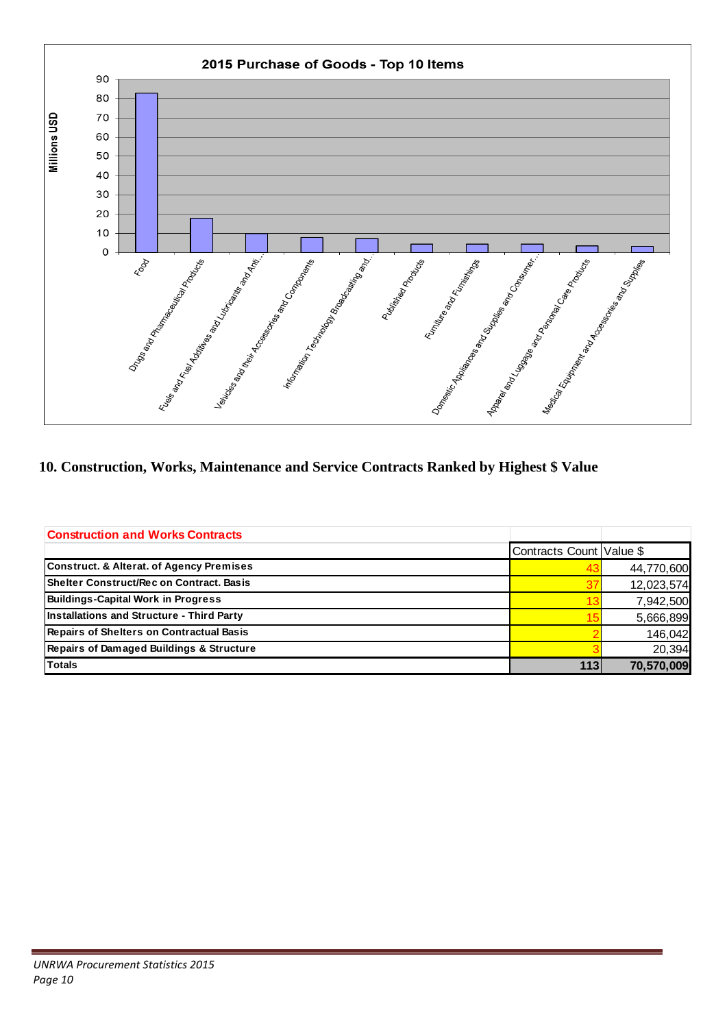**2015 Purchase of Goods - Top 10 Items**

| Item | Millions USD (approx.) |
|---|---|
| Food | 83 |
| Drugs and Pharmaceutical Products | 18 |
| Fuels and Fuel Additives and Lubricants and Anti... | 10 |
| Vehicles and their Accessories and Components | 8 |
| Information Technology Broadcasting and... | 7 |
| Published Products | 4 |
| Furniture and Furnishings | 4 |
| Domestic Appliances and Supplies and Consumer... | 4 |
| Apparel and Luggage and Personal Care Products | 3 |
| Medical Equipment and Accessories and Supplies | 3 |

## 10. Construction, Works, Maintenance and Service Contracts Ranked by Highest $ Value

| Construction and Works Contracts | Contracts Count | Value $ |
|---|---|---|
| Construct. & Alterat. of Agency Premises | 43 | 44,770,600 |
| Shelter Construct/Rec on Contract. Basis | 37 | 12,023,574 |
| Buildings-Capital Work in Progress | 13 | 7,942,500 |
| Installations and Structure - Third Party | 15 | 5,666,899 |
| Repairs of Shelters on Contractual Basis | 2 | 146,042 |
| Repairs of Damaged Buildings & Structure | 3 | 20,394 |
| **Totals** | **113** | **70,570,009** |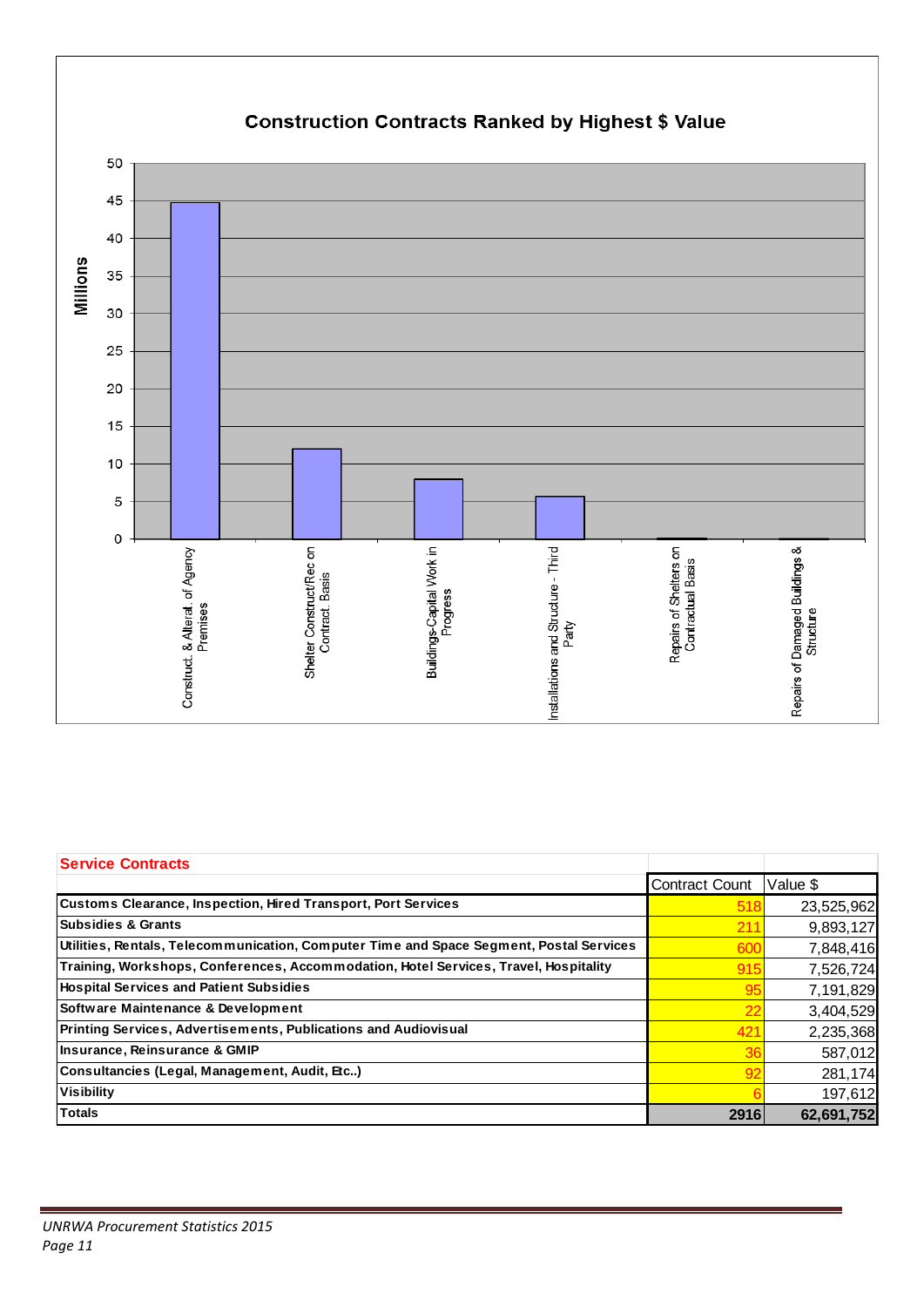Construction Contracts Ranked by Highest $ Value

Millions

50
45
40
35
30
25
20
15
10
5
0

Construct. & Alteral. of Agency Premises
Shelter Construct/Rec on Contract. Basis
Buildings-Capital Work in Progress
Installations and Structure - Third Party
Repairs of Shelters on Contractual Basis
Repairs of Damaged Buildings & Structure

| Service Contracts | Contract Count | Value $ |
|---|---|---|
| Customs Clearance, Inspection, Hired Transport, Port Services | 518 | 23,525,962 |
| Subsidies & Grants | 211 | 9,893,127 |
| Utilities, Rentals, Telecommunication, Computer Time and Space Segment, Postal Services | 600 | 7,848,416 |
| Training, Workshops, Conferences, Accommodation, Hotel Services, Travel, Hospitality | 915 | 7,526,724 |
| Hospital Services and Patient Subsidies | 95 | 7,191,829 |
| Software Maintenance & Development | 22 | 3,404,529 |
| Printing Services, Advertisements, Publications and Audiovisual | 421 | 2,235,368 |
| Insurance, Reinsurance & GMIP | 36 | 587,012 |
| Consultancies (Legal, Management, Audit, Etc..) | 92 | 281,174 |
| Visibility | 6 | 197,612 |
| **Totals** | **2916** | **62,691,752** |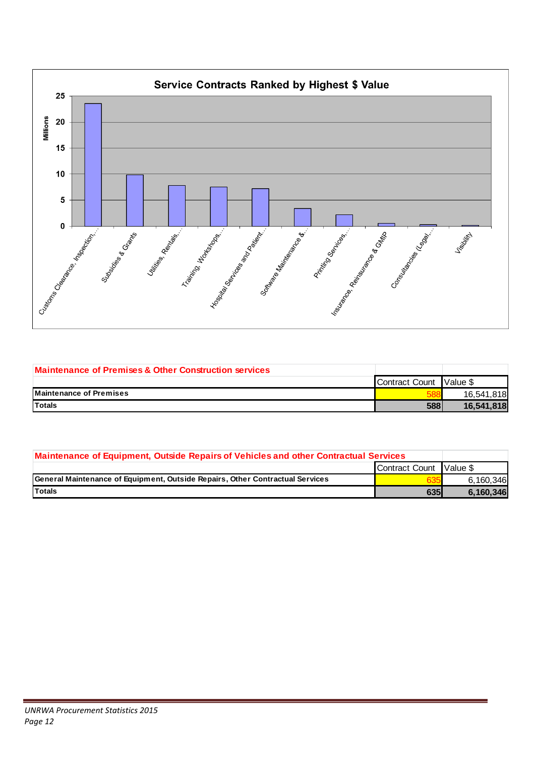Service Contracts Ranked by Highest $ Value

Millions

25
20
15
10
5
0

Customs Clearance, Inspection,...
Subsidies & Grants
Utilities, Rentals,...
Training, Workshops,...
Hospital Services and Patient...
Software Maintenance &...
Printing Services,...
Insurance, Reinsurance & GMIP
Consultancies (Legal,...
Visibility

| Maintenance of Premises & Other Construction services | | |
|---|---|---|
| | Contract Count | Value $ |
| **Maintenance of Premises** | 588 | 16,541,818 |
| **Totals** | **588** | **16,541,818** |

| Maintenance of Equipment, Outside Repairs of Vehicles and other Contractual Services | | |
|---|---|---|
| | Contract Count | Value $ |
| **General Maintenance of Equipment, Outside Repairs, Other Contractual Services** | 635 | 6,160,346 |
| **Totals** | **635** | **6,160,346** |